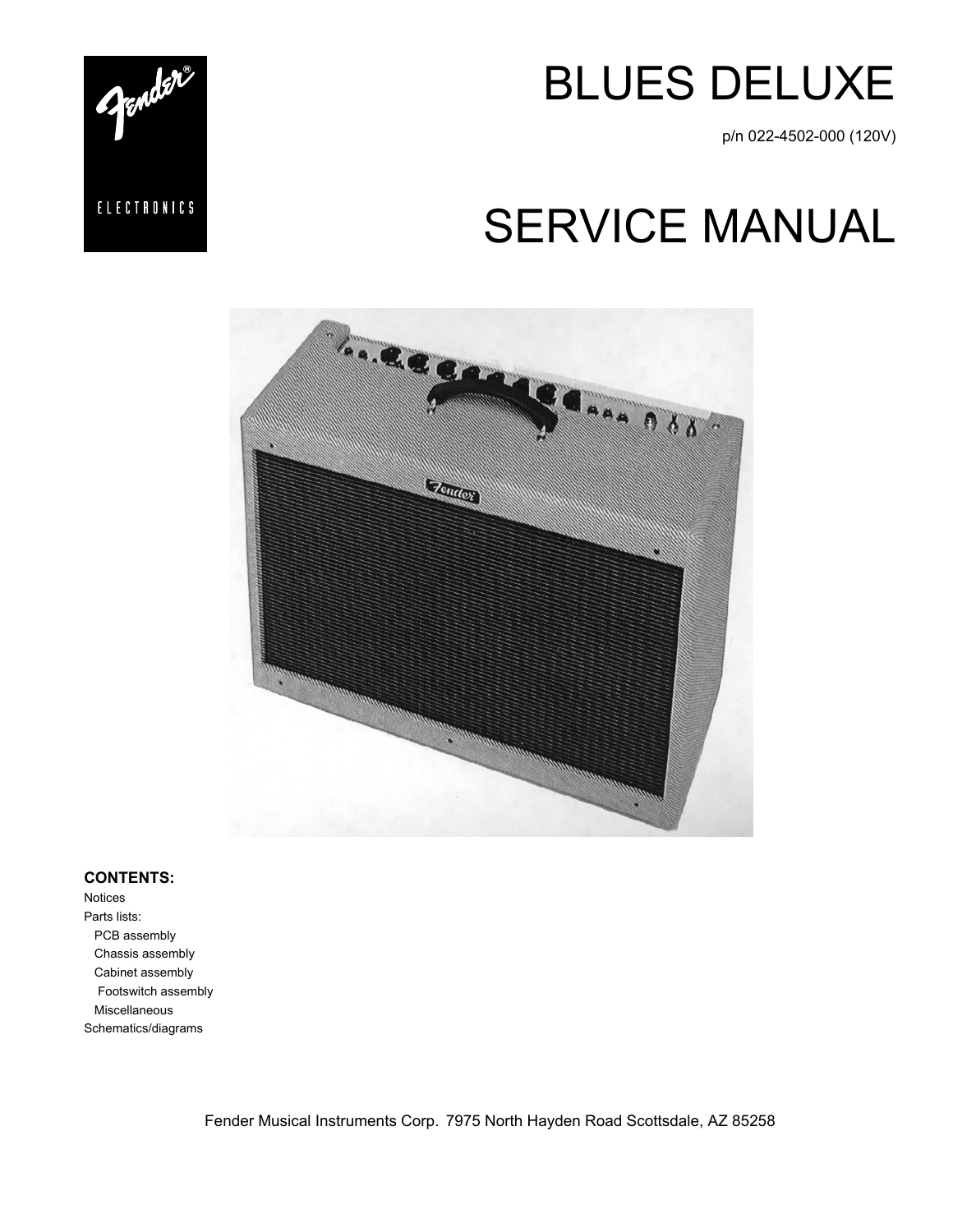Fender®

ELECTRONICS

# BLUES DELUXE

p/n 022-4502-000 (120V)

# SERVICE MANUAL

**CONTENTS:**

Notices
Parts lists:
- PCB assembly
- Chassis assembly
- Cabinet assembly
- Footswitch assembly
- Miscellaneous

Schematics/diagrams

Fender Musical Instruments Corp. 7975 North Hayden Road Scottsdale, AZ 85258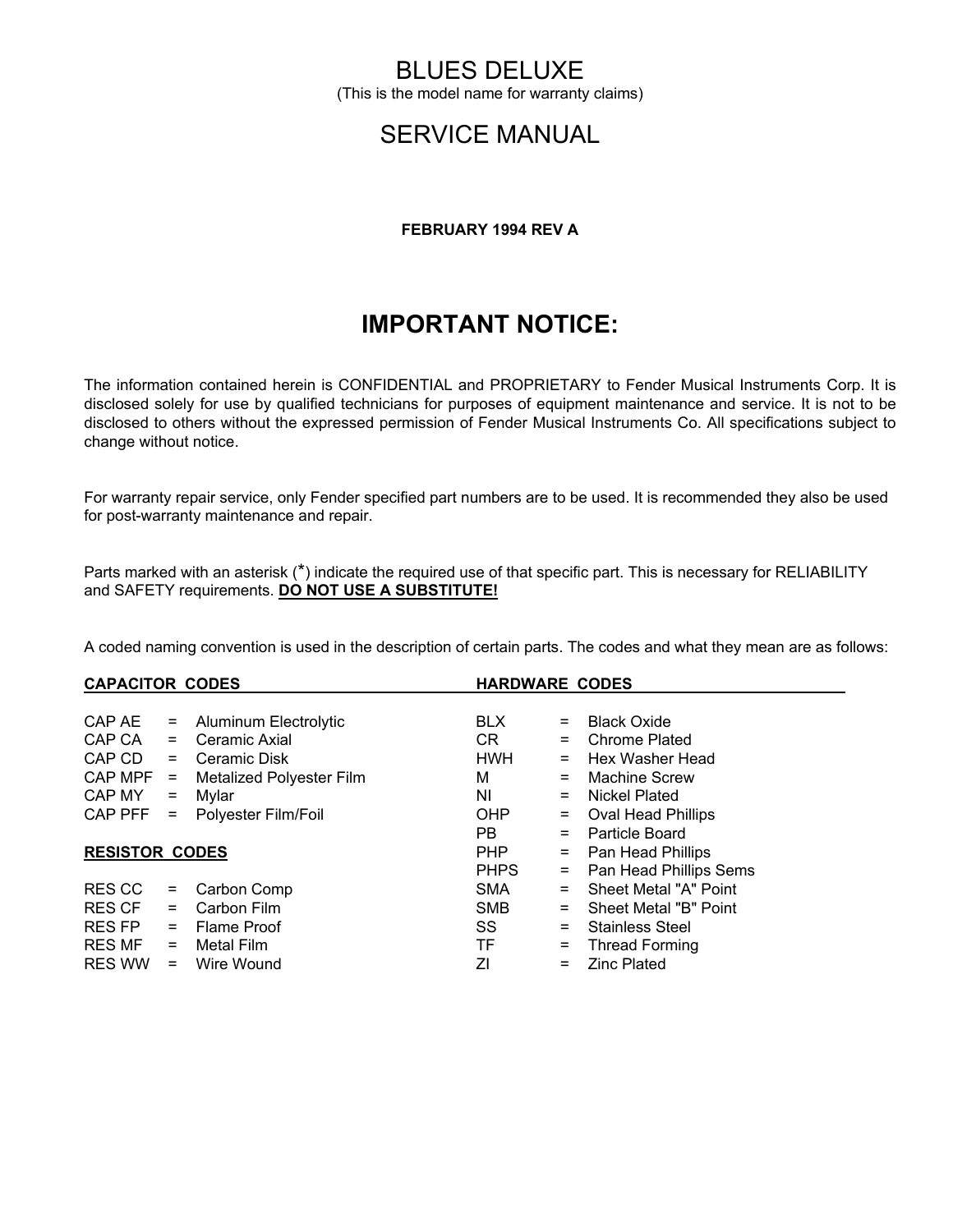# BLUES DELUXE

(This is the model name for warranty claims)

# SERVICE MANUAL

**FEBRUARY 1994 REV A**

## IMPORTANT NOTICE:

The information contained herein is CONFIDENTIAL and PROPRIETARY to Fender Musical Instruments Corp. It is disclosed solely for use by qualified technicians for purposes of equipment maintenance and service. It is not to be disclosed to others without the expressed permission of Fender Musical Instruments Co. All specifications subject to change without notice.

For warranty repair service, only Fender specified part numbers are to be used. It is recommended they also be used for post-warranty maintenance and repair.

Parts marked with an asterisk (*) indicate the required use of that specific part. This is necessary for RELIABILITY and SAFETY requirements. **DO NOT USE A SUBSTITUTE!**

A coded naming convention is used in the description of certain parts. The codes and what they mean are as follows:

**CAPACITOR CODES**

| Code | | Meaning |
|---|---|---|
| CAP AE | = | Aluminum Electrolytic |
| CAP CA | = | Ceramic Axial |
| CAP CD | = | Ceramic Disk |
| CAP MPF | = | Metalized Polyester Film |
| CAP MY | = | Mylar |
| CAP PFF | = | Polyester Film/Foil |

**RESISTOR CODES**

| Code | | Meaning |
|---|---|---|
| RES CC | = | Carbon Comp |
| RES CF | = | Carbon Film |
| RES FP | = | Flame Proof |
| RES MF | = | Metal Film |
| RES WW | = | Wire Wound |

**HARDWARE CODES**

| Code | | Meaning |
|---|---|---|
| BLX | = | Black Oxide |
| CR | = | Chrome Plated |
| HWH | = | Hex Washer Head |
| M | = | Machine Screw |
| NI | = | Nickel Plated |
| OHP | = | Oval Head Phillips |
| PB | = | Particle Board |
| PHP | = | Pan Head Phillips |
| PHPS | = | Pan Head Phillips Sems |
| SMA | = | Sheet Metal "A" Point |
| SMB | = | Sheet Metal "B" Point |
| SS | = | Stainless Steel |
| TF | = | Thread Forming |
| ZI | = | Zinc Plated |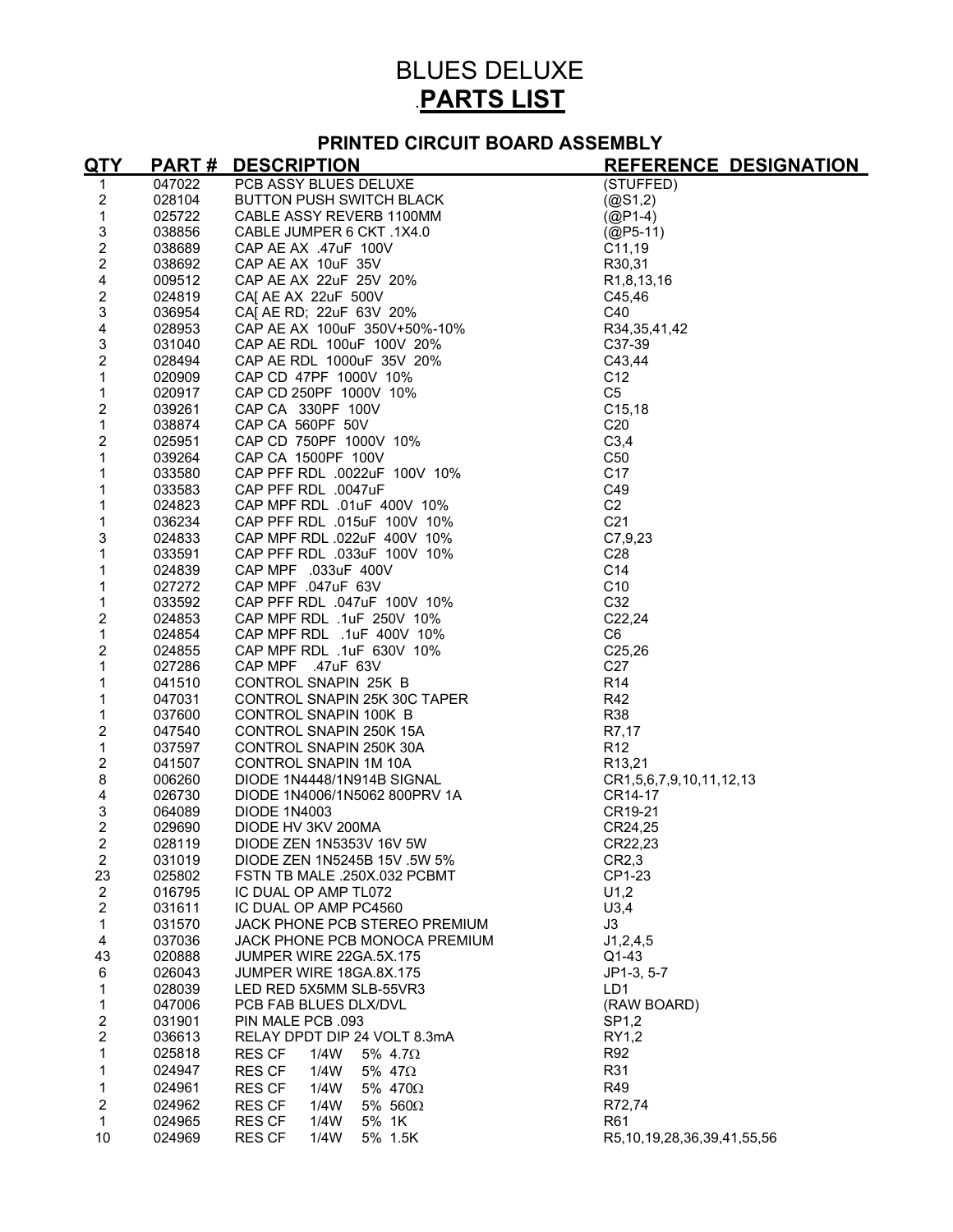# BLUES DELUXE

## .PARTS LIST

### PRINTED CIRCUIT BOARD ASSEMBLY

| QTY | PART # | DESCRIPTION | REFERENCE DESIGNATION |
|---|---|---|---|
| 1 | 047022 | PCB ASSY BLUES DELUXE | (STUFFED) |
| 2 | 028104 | BUTTON PUSH SWITCH BLACK | (@S1,2) |
| 1 | 025722 | CABLE ASSY REVERB 1100MM | (@P1-4) |
| 3 | 038856 | CABLE JUMPER 6 CKT .1X4.0 | (@P5-11) |
| 2 | 038689 | CAP AE AX .47uF 100V | C11,19 |
| 2 | 038692 | CAP AE AX 10uF 35V | R30,31 |
| 4 | 009512 | CAP AE AX 22uF 25V 20% | R1,8,13,16 |
| 2 | 024819 | CA[ AE AX 22uF 500V | C45,46 |
| 3 | 036954 | CA[ AE RD; 22uF 63V 20% | C40 |
| 4 | 028953 | CAP AE AX 100uF 350V+50%-10% | R34,35,41,42 |
| 3 | 031040 | CAP AE RDL 100uF 100V 20% | C37-39 |
| 2 | 028494 | CAP AE RDL 1000uF 35V 20% | C43,44 |
| 1 | 020909 | CAP CD 47PF 1000V 10% | C12 |
| 1 | 020917 | CAP CD 250PF 1000V 10% | C5 |
| 2 | 039261 | CAP CA 330PF 100V | C15,18 |
| 1 | 038874 | CAP CA 560PF 50V | C20 |
| 2 | 025951 | CAP CD 750PF 1000V 10% | C3,4 |
| 1 | 039264 | CAP CA 1500PF 100V | C50 |
| 1 | 033580 | CAP PFF RDL .0022uF 100V 10% | C17 |
| 1 | 033583 | CAP PFF RDL .0047uF | C49 |
| 1 | 024823 | CAP MPF RDL .01uF 400V 10% | C2 |
| 1 | 036234 | CAP PFF RDL .015uF 100V 10% | C21 |
| 3 | 024833 | CAP MPF RDL .022uF 400V 10% | C7,9,23 |
| 1 | 033591 | CAP PFF RDL .033uF 100V 10% | C28 |
| 1 | 024839 | CAP MPF .033uF 400V | C14 |
| 1 | 027272 | CAP MPF .047uF 63V | C10 |
| 1 | 033592 | CAP PFF RDL .047uF 100V 10% | C32 |
| 2 | 024853 | CAP MPF RDL .1uF 250V 10% | C22,24 |
| 1 | 024854 | CAP MPF RDL .1uF 400V 10% | C6 |
| 2 | 024855 | CAP MPF RDL .1uF 630V 10% | C25,26 |
| 1 | 027286 | CAP MPF .47uF 63V | C27 |
| 1 | 041510 | CONTROL SNAPIN 25K B | R14 |
| 1 | 047031 | CONTROL SNAPIN 25K 30C TAPER | R42 |
| 1 | 037600 | CONTROL SNAPIN 100K B | R38 |
| 2 | 047540 | CONTROL SNAPIN 250K 15A | R7,17 |
| 1 | 037597 | CONTROL SNAPIN 250K 30A | R12 |
| 2 | 041507 | CONTROL SNAPIN 1M 10A | R13,21 |
| 8 | 006260 | DIODE 1N4448/1N914B SIGNAL | CR1,5,6,7,9,10,11,12,13 |
| 4 | 026730 | DIODE 1N4006/1N5062 800PRV 1A | CR14-17 |
| 3 | 064089 | DIODE 1N4003 | CR19-21 |
| 2 | 029690 | DIODE HV 3KV 200MA | CR24,25 |
| 2 | 028119 | DIODE ZEN 1N5353V 16V 5W | CR22,23 |
| 2 | 031019 | DIODE ZEN 1N5245B 15V .5W 5% | CR2,3 |
| 23 | 025802 | FSTN TB MALE .250X.032 PCBMT | CP1-23 |
| 2 | 016795 | IC DUAL OP AMP TL072 | U1,2 |
| 2 | 031611 | IC DUAL OP AMP PC4560 | U3,4 |
| 1 | 031570 | JACK PHONE PCB STEREO PREMIUM | J3 |
| 4 | 037036 | JACK PHONE PCB MONOCA PREMIUM | J1,2,4,5 |
| 43 | 020888 | JUMPER WIRE 22GA.5X.175 | Q1-43 |
| 6 | 026043 | JUMPER WIRE 18GA.8X.175 | JP1-3, 5-7 |
| 1 | 028039 | LED RED 5X5MM SLB-55VR3 | LD1 |
| 1 | 047006 | PCB FAB BLUES DLX/DVL | (RAW BOARD) |
| 2 | 031901 | PIN MALE PCB .093 | SP1,2 |
| 2 | 036613 | RELAY DPDT DIP 24 VOLT 8.3mA | RY1,2 |
| 1 | 025818 | RES CF 1/4W 5% 4.7Ω | R92 |
| 1 | 024947 | RES CF 1/4W 5% 47Ω | R31 |
| 1 | 024961 | RES CF 1/4W 5% 470Ω | R49 |
| 2 | 024962 | RES CF 1/4W 5% 560Ω | R72,74 |
| 1 | 024965 | RES CF 1/4W 5% 1K | R61 |
| 10 | 024969 | RES CF 1/4W 5% 1.5K | R5,10,19,28,36,39,41,55,56 |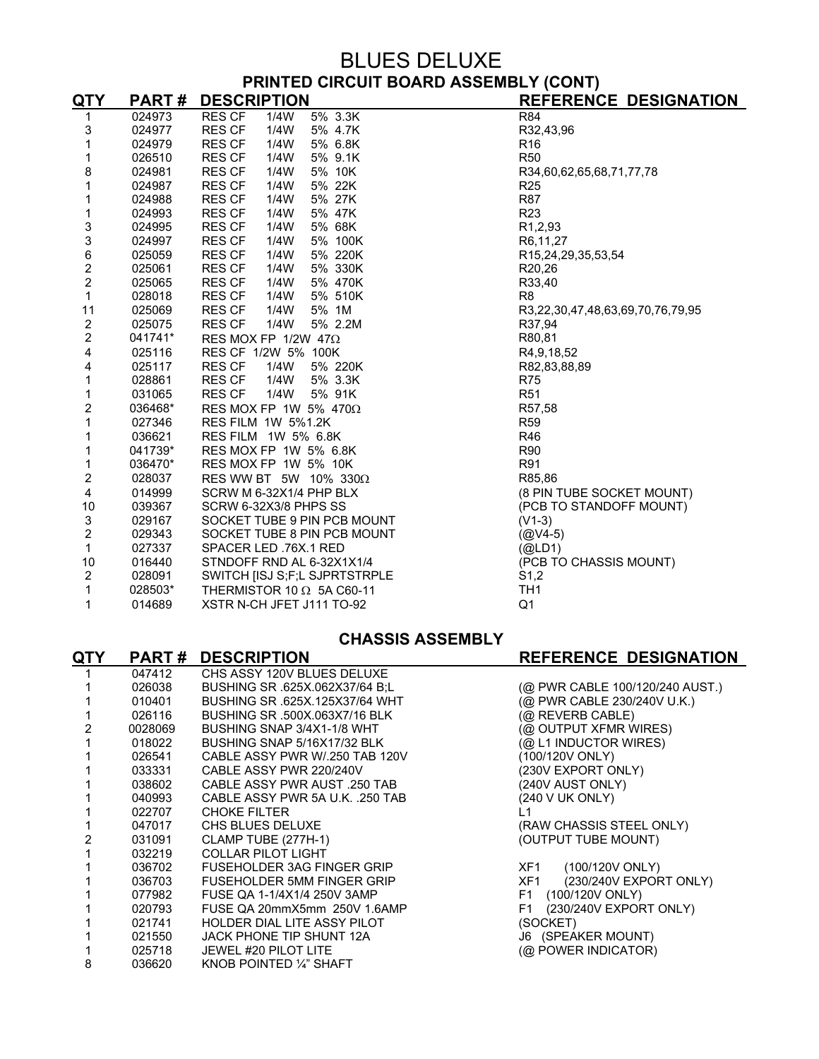# BLUES DELUXE

## PRINTED CIRCUIT BOARD ASSEMBLY (CONT)

| QTY | PART # | DESCRIPTION | REFERENCE DESIGNATION |
|---|---|---|---|
| 1 | 024973 | RES CF 1/4W 5% 3.3K | R84 |
| 3 | 024977 | RES CF 1/4W 5% 4.7K | R32,43,96 |
| 1 | 024979 | RES CF 1/4W 5% 6.8K | R16 |
| 1 | 026510 | RES CF 1/4W 5% 9.1K | R50 |
| 8 | 024981 | RES CF 1/4W 5% 10K | R34,60,62,65,68,71,77,78 |
| 1 | 024987 | RES CF 1/4W 5% 22K | R25 |
| 1 | 024988 | RES CF 1/4W 5% 27K | R87 |
| 1 | 024993 | RES CF 1/4W 5% 47K | R23 |
| 3 | 024995 | RES CF 1/4W 5% 68K | R1,2,93 |
| 3 | 024997 | RES CF 1/4W 5% 100K | R6,11,27 |
| 6 | 025059 | RES CF 1/4W 5% 220K | R15,24,29,35,53,54 |
| 2 | 025061 | RES CF 1/4W 5% 330K | R20,26 |
| 2 | 025065 | RES CF 1/4W 5% 470K | R33,40 |
| 1 | 028018 | RES CF 1/4W 5% 510K | R8 |
| 11 | 025069 | RES CF 1/4W 5% 1M | R3,22,30,47,48,63,69,70,76,79,95 |
| 2 | 025075 | RES CF 1/4W 5% 2.2M | R37,94 |
| 2 | 041741* | RES MOX FP 1/2W 47Ω | R80,81 |
| 4 | 025116 | RES CF 1/2W 5% 100K | R4,9,18,52 |
| 4 | 025117 | RES CF 1/4W 5% 220K | R82,83,88,89 |
| 1 | 028861 | RES CF 1/4W 5% 3.3K | R75 |
| 1 | 031065 | RES CF 1/4W 5% 91K | R51 |
| 2 | 036468* | RES MOX FP 1W 5% 470Ω | R57,58 |
| 1 | 027346 | RES FILM 1W 5%1.2K | R59 |
| 1 | 036621 | RES FILM 1W 5% 6.8K | R46 |
| 1 | 041739* | RES MOX FP 1W 5% 6.8K | R90 |
| 1 | 036470* | RES MOX FP 1W 5% 10K | R91 |
| 2 | 028037 | RES WW BT 5W 10% 330Ω | R85,86 |
| 4 | 014999 | SCRW M 6-32X1/4 PHP BLX | (8 PIN TUBE SOCKET MOUNT) |
| 10 | 039367 | SCRW 6-32X3/8 PHPS SS | (PCB TO STANDOFF MOUNT) |
| 3 | 029167 | SOCKET TUBE 9 PIN PCB MOUNT | (V1-3) |
| 2 | 029343 | SOCKET TUBE 8 PIN PCB MOUNT | (@V4-5) |
| 1 | 027337 | SPACER LED .76X.1 RED | (@LD1) |
| 10 | 016440 | STNDOFF RND AL 6-32X1X1/4 | (PCB TO CHASSIS MOUNT) |
| 2 | 028091 | SWITCH [ISJ S;F;L SJPRTSTRPLE | S1,2 |
| 1 | 028503* | THERMISTOR 10 Ω 5A C60-11 | TH1 |
| 1 | 014689 | XSTR N-CH JFET J111 TO-92 | Q1 |

## CHASSIS ASSEMBLY

| QTY | PART # | DESCRIPTION | REFERENCE DESIGNATION |
|---|---|---|---|
| 1 | 047412 | CHS ASSY 120V BLUES DELUXE | |
| 1 | 026038 | BUSHING SR .625X.062X37/64 B;L | (@ PWR CABLE 100/120/240 AUST.) |
| 1 | 010401 | BUSHING SR .625X.125X37/64 WHT | (@ PWR CABLE 230/240V U.K.) |
| 1 | 026116 | BUSHING SR .500X.063X7/16 BLK | (@ REVERB CABLE) |
| 2 | 0028069 | BUSHING SNAP 3/4X1-1/8 WHT | (@ OUTPUT XFMR WIRES) |
| 1 | 018022 | BUSHING SNAP 5/16X17/32 BLK | (@ L1 INDUCTOR WIRES) |
| 1 | 026541 | CABLE ASSY PWR W/.250 TAB 120V | (100/120V ONLY) |
| 1 | 033331 | CABLE ASSY PWR 220/240V | (230V EXPORT ONLY) |
| 1 | 038602 | CABLE ASSY PWR AUST .250 TAB | (240V AUST ONLY) |
| 1 | 040993 | CABLE ASSY PWR 5A U.K. .250 TAB | (240 V UK ONLY) |
| 1 | 022707 | CHOKE FILTER | L1 |
| 1 | 047017 | CHS BLUES DELUXE | (RAW CHASSIS STEEL ONLY) |
| 2 | 031091 | CLAMP TUBE (277H-1) | (OUTPUT TUBE MOUNT) |
| 1 | 032219 | COLLAR PILOT LIGHT | |
| 1 | 036702 | FUSEHOLDER 3AG FINGER GRIP | XF1 (100/120V ONLY) |
| 1 | 036703 | FUSEHOLDER 5MM FINGER GRIP | XF1 (230/240V EXPORT ONLY) |
| 1 | 077982 | FUSE QA 1-1/4X1/4 250V 3AMP | F1 (100/120V ONLY) |
| 1 | 020793 | FUSE QA 20mmX5mm 250V 1.6AMP | F1 (230/240V EXPORT ONLY) |
| 1 | 021741 | HOLDER DIAL LITE ASSY PILOT | (SOCKET) |
| 1 | 021550 | JACK PHONE TIP SHUNT 12A | J6 (SPEAKER MOUNT) |
| 1 | 025718 | JEWEL #20 PILOT LITE | (@ POWER INDICATOR) |
| 8 | 036620 | KNOB POINTED ¼" SHAFT | |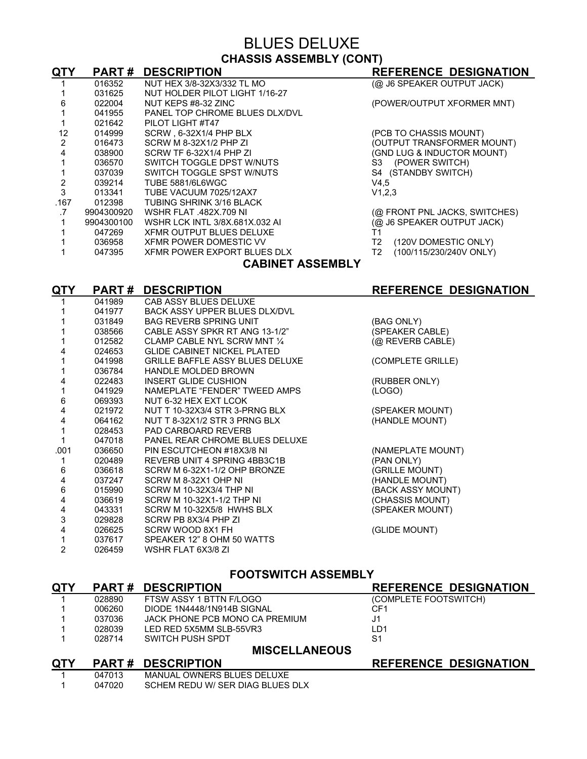# BLUES DELUXE

## CHASSIS ASSEMBLY (CONT)

| QTY | PART # | DESCRIPTION | REFERENCE DESIGNATION |
|---|---|---|---|
| 1 | 016352 | NUT HEX 3/8-32X3/332 TL MO | (@ J6 SPEAKER OUTPUT JACK) |
| 1 | 031625 | NUT HOLDER PILOT LIGHT 1/16-27 | |
| 6 | 022004 | NUT KEPS #8-32 ZINC | (POWER/OUTPUT XFORMER MNT) |
| 1 | 041955 | PANEL TOP CHROME BLUES DLX/DVL | |
| 1 | 021642 | PILOT LIGHT #T47 | |
| 12 | 014999 | SCRW , 6-32X1/4 PHP BLX | (PCB TO CHASSIS MOUNT) |
| 2 | 016473 | SCRW M 8-32X1/2 PHP ZI | (OUTPUT TRANSFORMER MOUNT) |
| 4 | 038900 | SCRW TF 6-32X1/4 PHP ZI | (GND LUG & INDUCTOR MOUNT) |
| 1 | 036570 | SWITCH TOGGLE DPST W/NUTS | S3 (POWER SWITCH) |
| 1 | 037039 | SWITCH TOGGLE SPST W/NUTS | S4 (STANDBY SWITCH) |
| 2 | 039214 | TUBE 5881/6L6WGC | V4,5 |
| 3 | 013341 | TUBE VACUUM 7025/12AX7 | V1,2,3 |
| .167 | 012398 | TUBING SHRINK 3/16 BLACK | |
| .7 | 9904300920 | WSHR FLAT .482X.709 NI | (@ FRONT PNL JACKS, SWITCHES) |
| 1 | 9904300100 | WSHR LCK INTL 3/8X.681X.032 AI | (@ J6 SPEAKER OUTPUT JACK) |
| 1 | 047269 | XFMR OUTPUT BLUES DELUXE | T1 |
| 1 | 036958 | XFMR POWER DOMESTIC VV | T2 (120V DOMESTIC ONLY) |
| 1 | 047395 | XFMR POWER EXPORT BLUES DLX | T2 (100/115/230/240V ONLY) |

## CABINET ASSEMBLY

| QTY | PART # | DESCRIPTION | REFERENCE DESIGNATION |
|---|---|---|---|
| 1 | 041989 | CAB ASSY BLUES DELUXE | |
| 1 | 041977 | BACK ASSY UPPER BLUES DLX/DVL | |
| 1 | 031849 | BAG REVERB SPRING UNIT | (BAG ONLY) |
| 1 | 038566 | CABLE ASSY SPKR RT ANG 13-1/2" | (SPEAKER CABLE) |
| 1 | 012582 | CLAMP CABLE NYL SCRW MNT ¼ | (@ REVERB CABLE) |
| 4 | 024653 | GLIDE CABINET NICKEL PLATED | |
| 1 | 041998 | GRILLE BAFFLE ASSY BLUES DELUXE | (COMPLETE GRILLE) |
| 1 | 036784 | HANDLE MOLDED BROWN | |
| 4 | 022483 | INSERT GLIDE CUSHION | (RUBBER ONLY) |
| 1 | 041929 | NAMEPLATE "FENDER" TWEED AMPS | (LOGO) |
| 6 | 069393 | NUT 6-32 HEX EXT LCOK | |
| 4 | 021972 | NUT T 10-32X3/4 STR 3-PRNG BLX | (SPEAKER MOUNT) |
| 4 | 064162 | NUT T 8-32X1/2 STR 3 PRNG BLX | (HANDLE MOUNT) |
| 1 | 028453 | PAD CARBOARD REVERB | |
| 1 | 047018 | PANEL REAR CHROME BLUES DELUXE | |
| .001 | 036650 | PIN ESCUTCHEON #18X3/8 NI | (NAMEPLATE MOUNT) |
| 1 | 020489 | REVERB UNIT 4 SPRING 4BB3C1B | (PAN ONLY) |
| 6 | 036618 | SCRW M 6-32X1-1/2 OHP BRONZE | (GRILLE MOUNT) |
| 4 | 037247 | SCRW M 8-32X1 OHP NI | (HANDLE MOUNT) |
| 6 | 015990 | SCRW M 10-32X3/4 THP NI | (BACK ASSY MOUNT) |
| 4 | 036619 | SCRW M 10-32X1-1/2 THP NI | (CHASSIS MOUNT) |
| 4 | 043331 | SCRW M 10-32X5/8 HWHS BLX | (SPEAKER MOUNT) |
| 3 | 029828 | SCRW PB 8X3/4 PHP ZI | |
| 4 | 026625 | SCRW WOOD 8X1 FH | (GLIDE MOUNT) |
| 1 | 037617 | SPEAKER 12" 8 OHM 50 WATTS | |
| 2 | 026459 | WSHR FLAT 6X3/8 ZI | |

## FOOTSWITCH ASSEMBLY

| QTY | PART # | DESCRIPTION | REFERENCE DESIGNATION |
|---|---|---|---|
| 1 | 028890 | FTSW ASSY 1 BTTN F/LOGO | (COMPLETE FOOTSWITCH) |
| 1 | 006260 | DIODE 1N4448/1N914B SIGNAL | CF1 |
| 1 | 037036 | JACK PHONE PCB MONO CA PREMIUM | J1 |
| 1 | 028039 | LED RED 5X5MM SLB-55VR3 | LD1 |
| 1 | 028714 | SWITCH PUSH SPDT | S1 |

## MISCELLANEOUS

| QTY | PART # | DESCRIPTION | REFERENCE DESIGNATION |
|---|---|---|---|
| 1 | 047013 | MANUAL OWNERS BLUES DELUXE | |
| 1 | 047020 | SCHEM REDU W/ SER DIAG BLUES DLX | |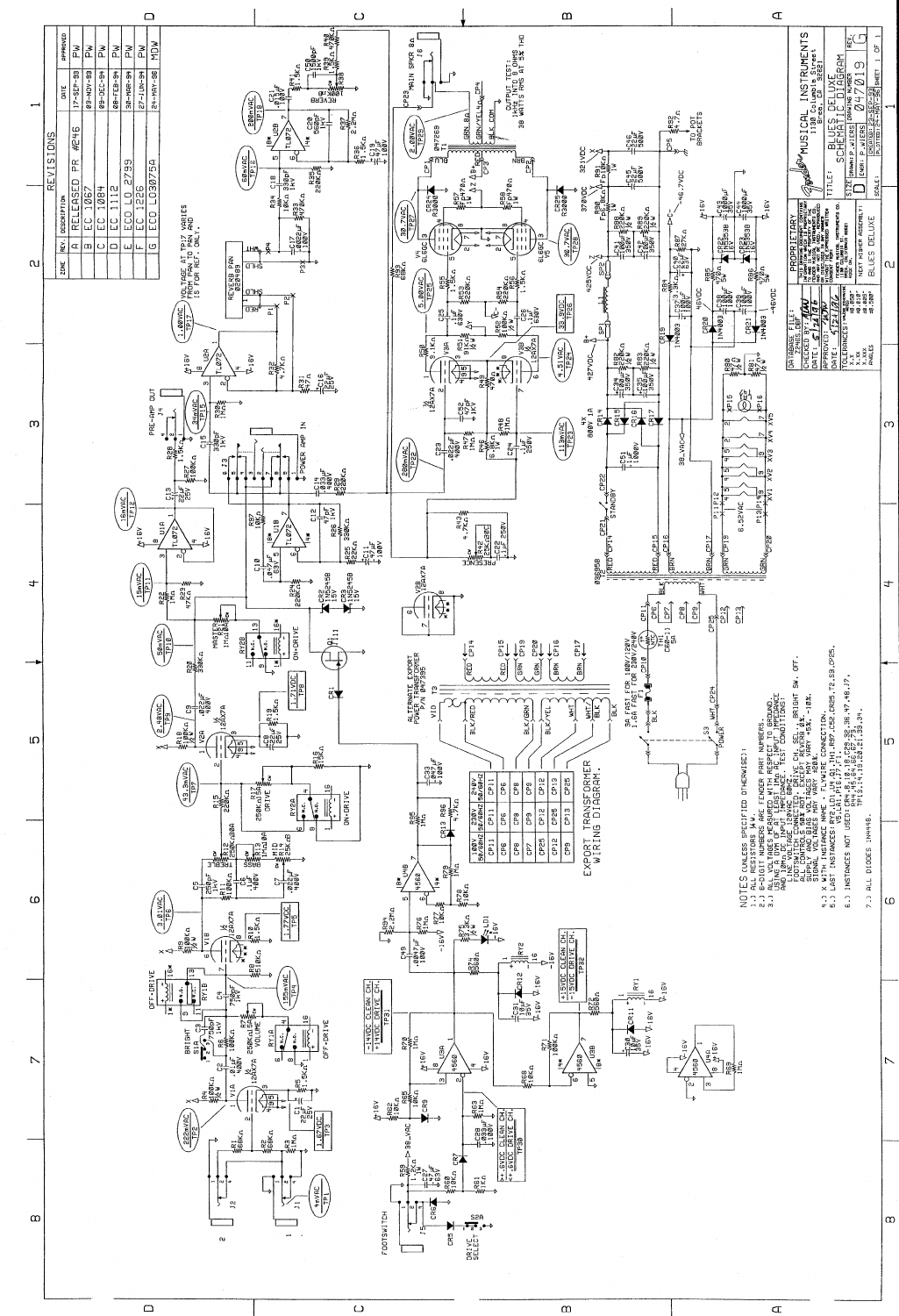## REVISIONS

| ZONE | REV. | DESCRIPTION | DATE | APPROVED |
|---|---|---|---|---|
| | A | RELEASED PR #246 | 17-SEP-93 | PW |
| | B | EC 1067 | 03-NOV-93 | PW |
| | C | EC 1084 | 03-DEC-94 | PW |
| | D | EC 1112 | 08-FEB-94 | PW |
| | E | ECO LO 2799 | 30-MAR-94 | PW |
| | F | EC 1226 | 27-JUN-94 | PW |
| | G | ECO LO3075A | 24-MAY-96 | MDW |

VOLTAGE AT TP17 VARIES FROM PAN TO PAN AND IS FOR REF. ONLY.

OUTPUT TEST: 1kHz INTO 8 OHMS 38 WATTS RMS AT 5% THD

## EXPORT TRANSFORMER WIRING DIAGRAM.

| 100V 50/60Hz | 230V 50/60Hz | 240V 50/60Hz |
|---|---|---|
| CP11 | CP11 | CP11 |
| CP6 | CP6 | CP6 |
| CP7 | CP7 | CP8 |
| CP8 | CP9 | CP9 |
| CP9 | CP12 | CP12 |
| CP12 | CP25 | CP13 |
| CP25 | CP13 | CP25 |
| CP9 | CP12 | CP25 |

ALTERNATE EXPORT POWER TRANSFORMER P/N 047395

F1 REPLACE WITH 1.6A FAST FOR 230V/240V

## NOTES (UNLESS SPECIFIED OTHERWISE):

1.) ALL RESISTORS 1/4 W.

2.) 6-DIGIT NUMBERS ARE FENDER PART NUMBERS.

3.) ALL VOLTAGES MEASURED WITH RESPECT TO GROUND, USING A DVM OF AT LEAST 1 MΩ AC INPUT IMPEDANCE AND 10 MΩ DC INPUT IMPEDANCE. TEST CONDITIONS: LINE VOLTAGE 120VAC, 60Hz. FOOTSWITCH UNPLUGGED, DRIVE CH. SEL., BRIGHT SW. OFF. ALL CONTROLS AT 5 EXCEPT REVERB=1. SUPPLY AND BIAS VOLTAGES MAY VARY ±10%. SIGNAL VOLTAGES MAY VARY ±20%.

4.) X WITH INSTANCE NAME = FLYWIRE CONNECTION.

5.) LAST INSTANCES: RY2, LD1, U4, Q1, TH1, R97, C52, CR25, T2, S3, CP25, V5, LA1, P16, J7, F1.

6.) INSTANCES NOT USED: R7, 27, 28, 32, 36, 47, 48, J7, R44, 45, 64, 65, 72, 73, TP13, 14, 19, 20, 21, 30, 31.

7.) ALL DIODES 1N4148.

## Title Block

PROPRIETARY

DATABASE FILE: ___

CHECKED BY: MW

DATE: 5/21/96

APPROVED: ___

DATE: 5/21/96

TOLERANCES: X.X ±0.050, X.XX ±0.010, X.XXX ±0.005, ANGLES ±1.00°

NEXT HIGHER ASSEMBLY: BLUES DELUXE

FENDER MUSICAL INSTRUMENTS, 1130 Columbia Street, Brea, CA 92621

TITLE: BLUES DELUXE SCHEMATIC DIAGRAM

SIZE: D | DRAWING NUMBER: 047019 | REV. G

DRAWN: P.WIERS | DATE: 17-SEP-93

ENGR: P.WIERS | PLOTTED: 24-MAY-96

SCALE: | SHEET 1 OF 1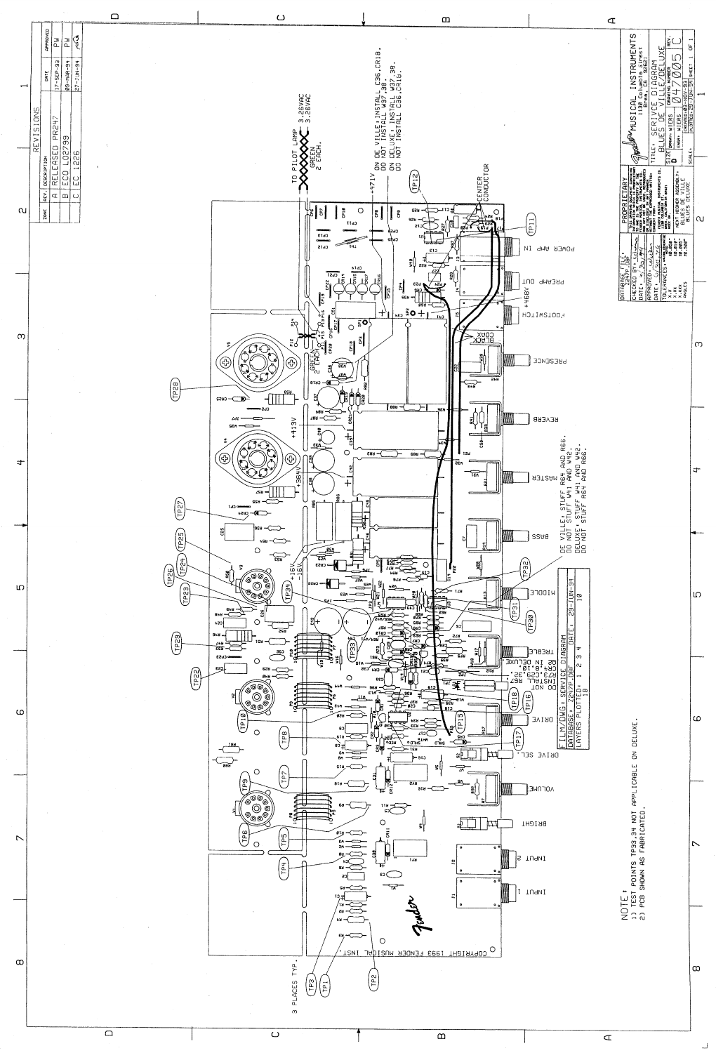| ZONE | REV. | DESCRIPTION | DATE | APPROVED |
|---|---|---|---|---|
| | A | RELEASED PR247 | 17-SEP-93 | PW |
| | B | ECO L02799 | 09-MAR-94 | PW |
| | C | EC 1226 | 27-JUN-94 | |

TO PILOT LAMP 3.26VAC 3.26VAC GREEN 2 EACH.

ON DE VILLE: INSTALL C36, CR18. DO NOT INSTALL W37, 38, 39.
ON DELUXE: INSTALL W37, 38, 39. DO NOT INSTALL C36, CR18.

DE VILLE: STUFF R64 AND R66. DO NOT STUFF W41 AND W42.
DELUXE: STUFF W41 AND W42. DO NOT STUFF R64 AND R66.

DO NOT INSTALL R67, R23, C29, 32, Q2 IN DELUXE.

POWER AMP IN, PREAMP OUT, FOOTSWITCH, PRESENCE, REVERB, MASTER, BASS, MIDDLE, TREBLE, DRIVE, DRIVE SEL., VOLUME, BRIGHT, INPUT 2, INPUT 1

CENTER CONDUCTOR, BLACK COAX, +471V, +468V, +413V, +364V, +16V, -16V, GREEN 2 EACH

3 PLACES TYP.

COPYRIGHT 1993 FENDER MUSICAL INST.

| FILM/DWG: SERVICE DIAGRAM | |
|---|---|
| DATABASE: 2247P.DBF | DATE: 29-JUN-94 |
| LAYERS PLOTTED: 1 2 3 4 18 | 10 |

NOTE:
1) TEST POINTS TP33,34 NOT APPLICABLE ON DELUXE.
2) PCB SHOWN AS FABRICATED.

PROPRIETARY

DATABASE FILE: 2247P.DBF
CHECKED BY:
DATE:
APPROVED:
DATE:
TOLERANCES:

NEXT HIGHER ASSEMBLY: BLUES DE VILLE BLUES DELUXE

FENDER MUSICAL INSTRUMENTS
1130 Columbia Street
Brea, CA 92621

TITLE: SERIVCE DIAGRAM BLUES DE VILLE/DELUXE

SIZE: D | DRAWING NUMBER: 047005 | REV. C
DRAWN: WIERS | CREATED: 03-NOV-93
SCALE: | PLOTTED: 29-JUN-94 | SHEET 1 OF 1